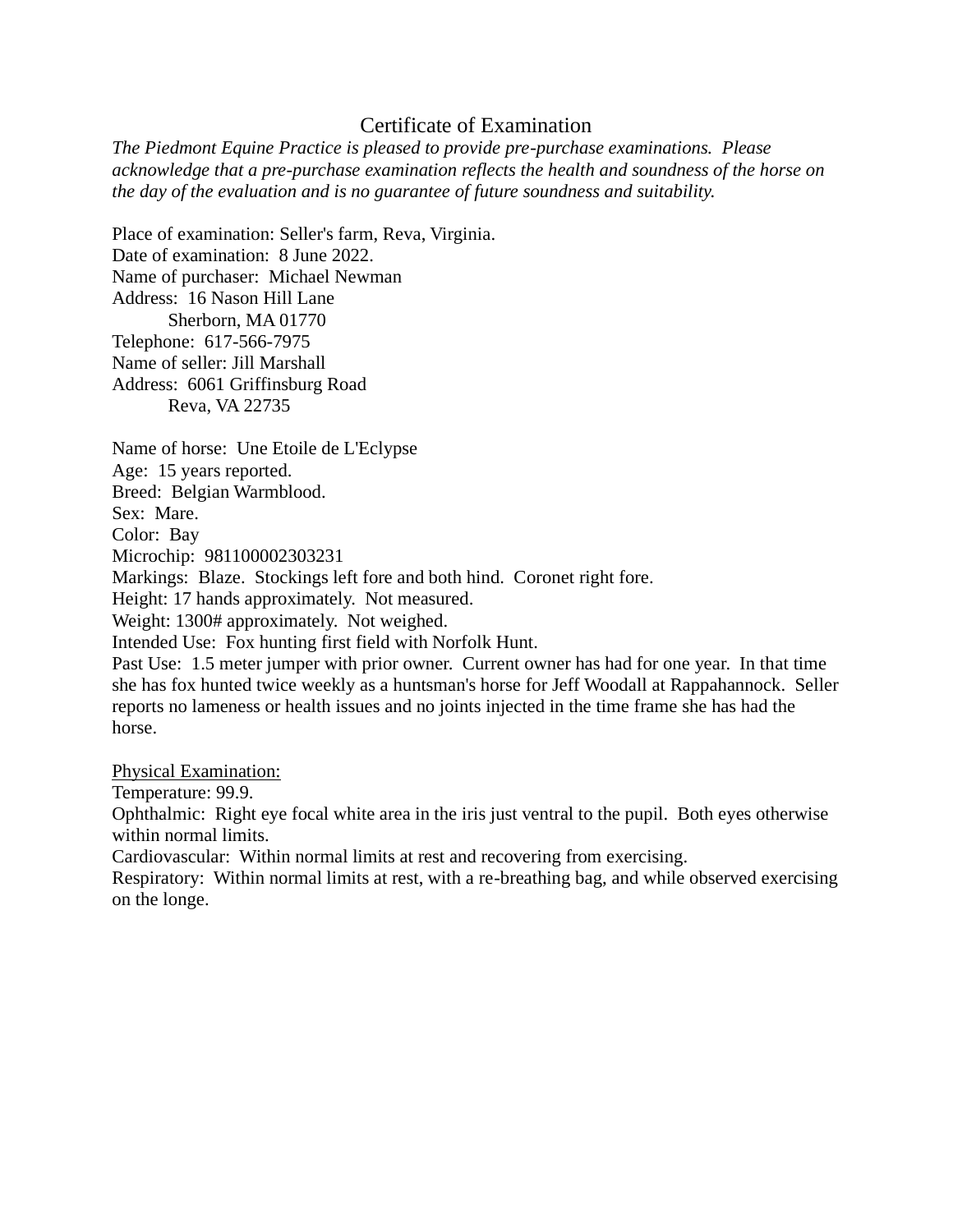# Certificate of Examination

*The Piedmont Equine Practice is pleased to provide pre-purchase examinations. Please acknowledge that a pre-purchase examination reflects the health and soundness of the horse on the day of the evaluation and is no guarantee of future soundness and suitability.*

Place of examination: Seller's farm, Reva, Virginia.
Date of examination: 8 June 2022.
Name of purchaser: Michael Newman
Address: 16 Nason Hill Lane
Sherborn, MA 01770
Telephone: 617-566-7975
Name of seller: Jill Marshall
Address: 6061 Griffinsburg Road
Reva, VA 22735

Name of horse: Une Etoile de L'Eclypse
Age: 15 years reported.
Breed: Belgian Warmblood.
Sex: Mare.
Color: Bay
Microchip: 981100002303231
Markings: Blaze. Stockings left fore and both hind. Coronet right fore.
Height: 17 hands approximately. Not measured.
Weight: 1300# approximately. Not weighed.
Intended Use: Fox hunting first field with Norfolk Hunt.
Past Use: 1.5 meter jumper with prior owner. Current owner has had for one year. In that time she has fox hunted twice weekly as a huntsman's horse for Jeff Woodall at Rappahannock. Seller reports no lameness or health issues and no joints injected in the time frame she has had the horse.

<u>Physical Examination:</u>
Temperature: 99.9.
Ophthalmic: Right eye focal white area in the iris just ventral to the pupil. Both eyes otherwise within normal limits.
Cardiovascular: Within normal limits at rest and recovering from exercising.
Respiratory: Within normal limits at rest, with a re-breathing bag, and while observed exercising on the longe.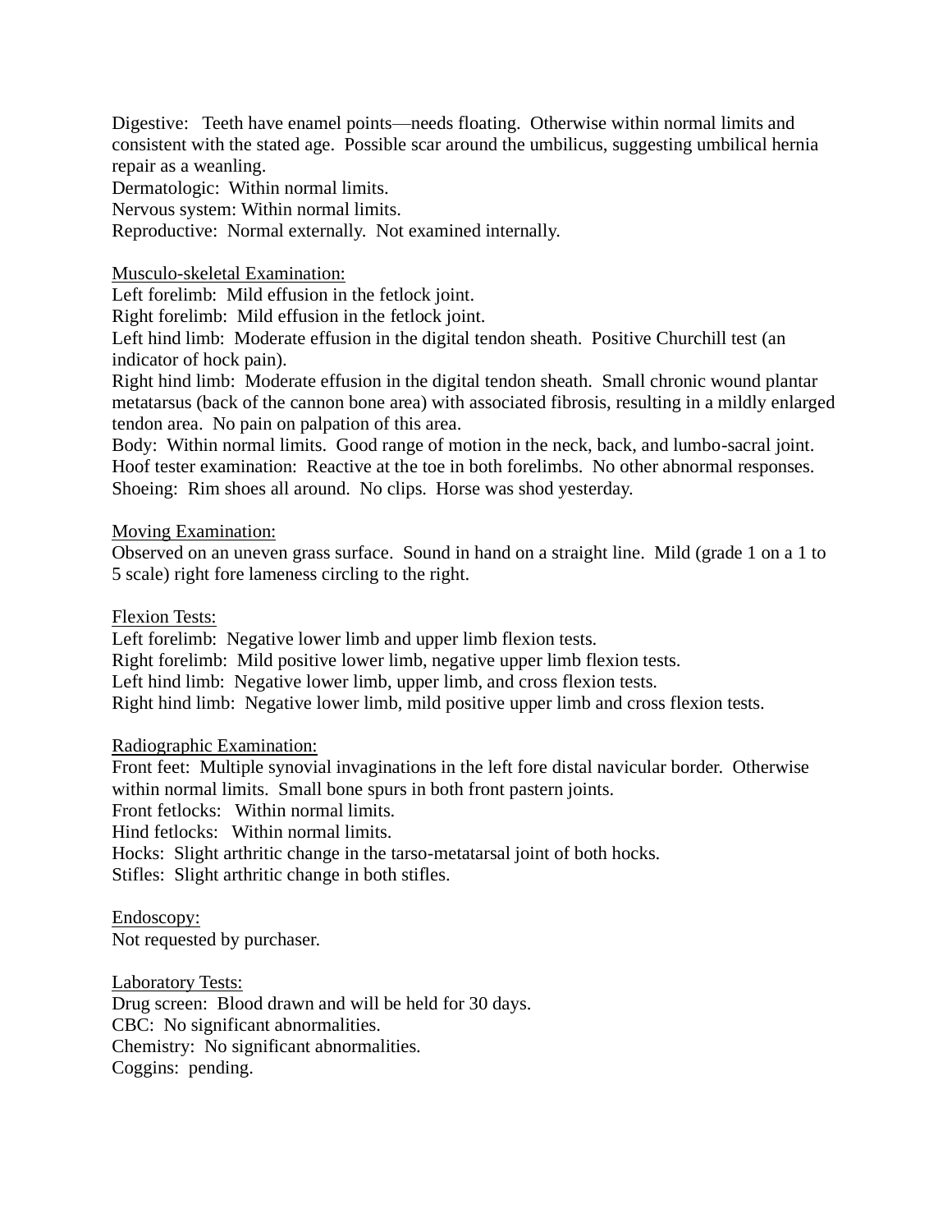Digestive: Teeth have enamel points—needs floating. Otherwise within normal limits and consistent with the stated age. Possible scar around the umbilicus, suggesting umbilical hernia repair as a weanling.
Dermatologic: Within normal limits.
Nervous system: Within normal limits.
Reproductive: Normal externally. Not examined internally.

<u>Musculo-skeletal Examination:</u>
Left forelimb: Mild effusion in the fetlock joint.
Right forelimb: Mild effusion in the fetlock joint.
Left hind limb: Moderate effusion in the digital tendon sheath. Positive Churchill test (an indicator of hock pain).
Right hind limb: Moderate effusion in the digital tendon sheath. Small chronic wound plantar metatarsus (back of the cannon bone area) with associated fibrosis, resulting in a mildly enlarged tendon area. No pain on palpation of this area.
Body: Within normal limits. Good range of motion in the neck, back, and lumbo-sacral joint.
Hoof tester examination: Reactive at the toe in both forelimbs. No other abnormal responses.
Shoeing: Rim shoes all around. No clips. Horse was shod yesterday.

<u>Moving Examination:</u>
Observed on an uneven grass surface. Sound in hand on a straight line. Mild (grade 1 on a 1 to 5 scale) right fore lameness circling to the right.

<u>Flexion Tests:</u>
Left forelimb: Negative lower limb and upper limb flexion tests.
Right forelimb: Mild positive lower limb, negative upper limb flexion tests.
Left hind limb: Negative lower limb, upper limb, and cross flexion tests.
Right hind limb: Negative lower limb, mild positive upper limb and cross flexion tests.

<u>Radiographic Examination:</u>
Front feet: Multiple synovial invaginations in the left fore distal navicular border. Otherwise within normal limits. Small bone spurs in both front pastern joints.
Front fetlocks: Within normal limits.
Hind fetlocks: Within normal limits.
Hocks: Slight arthritic change in the tarso-metatarsal joint of both hocks.
Stifles: Slight arthritic change in both stifles.

<u>Endoscopy:</u>
Not requested by purchaser.

<u>Laboratory Tests:</u>
Drug screen: Blood drawn and will be held for 30 days.
CBC: No significant abnormalities.
Chemistry: No significant abnormalities.
Coggins: pending.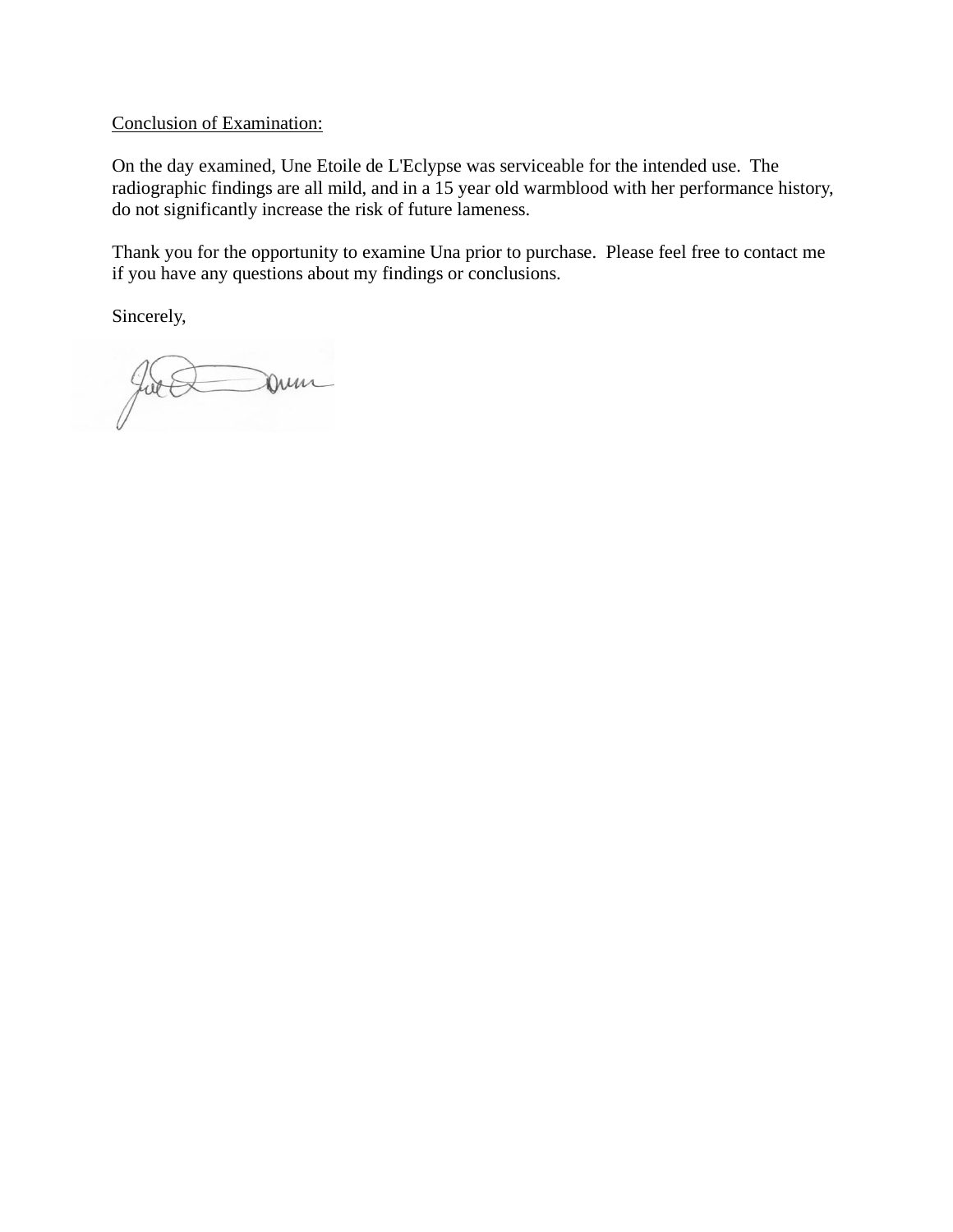Conclusion of Examination:

On the day examined, Une Etoile de L'Eclypse was serviceable for the intended use. The radiographic findings are all mild, and in a 15 year old warmblood with her performance history, do not significantly increase the risk of future lameness.

Thank you for the opportunity to examine Una prior to purchase. Please feel free to contact me if you have any questions about my findings or conclusions.

Sincerely,